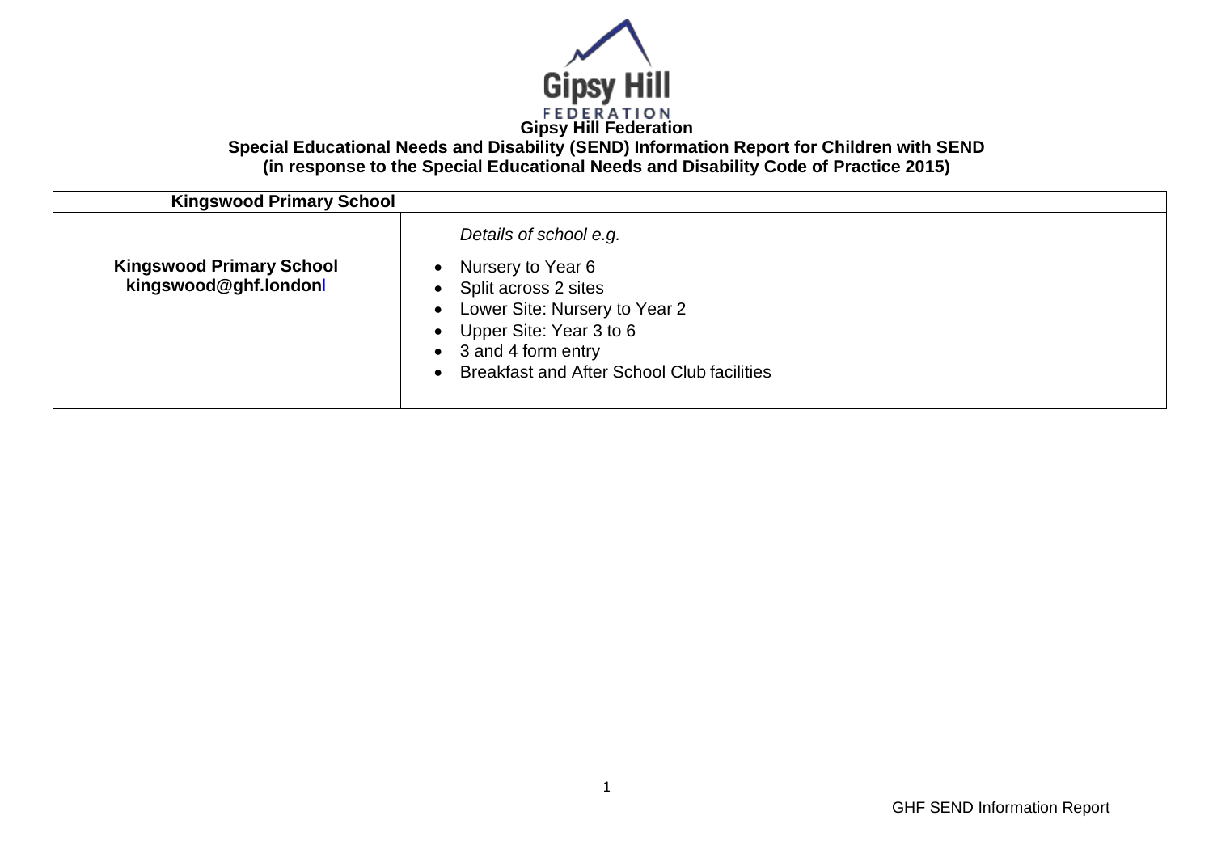# Gipsy Hill Federation

## Special Educational Needs and Disability (SEND) Information Report for Children with SEND
## (in response to the Special Educational Needs and Disability Code of Practice 2015)

| Kingswood Primary School | |
| --- | --- |
| **Kingswood Primary School**<br>**kingswood@ghf.london** | *Details of school e.g.*<br>• Nursery to Year 6<br>• Split across 2 sites<br>• Lower Site: Nursery to Year 2<br>• Upper Site: Year 3 to 6<br>• 3 and 4 form entry<br>• Breakfast and After School Club facilities |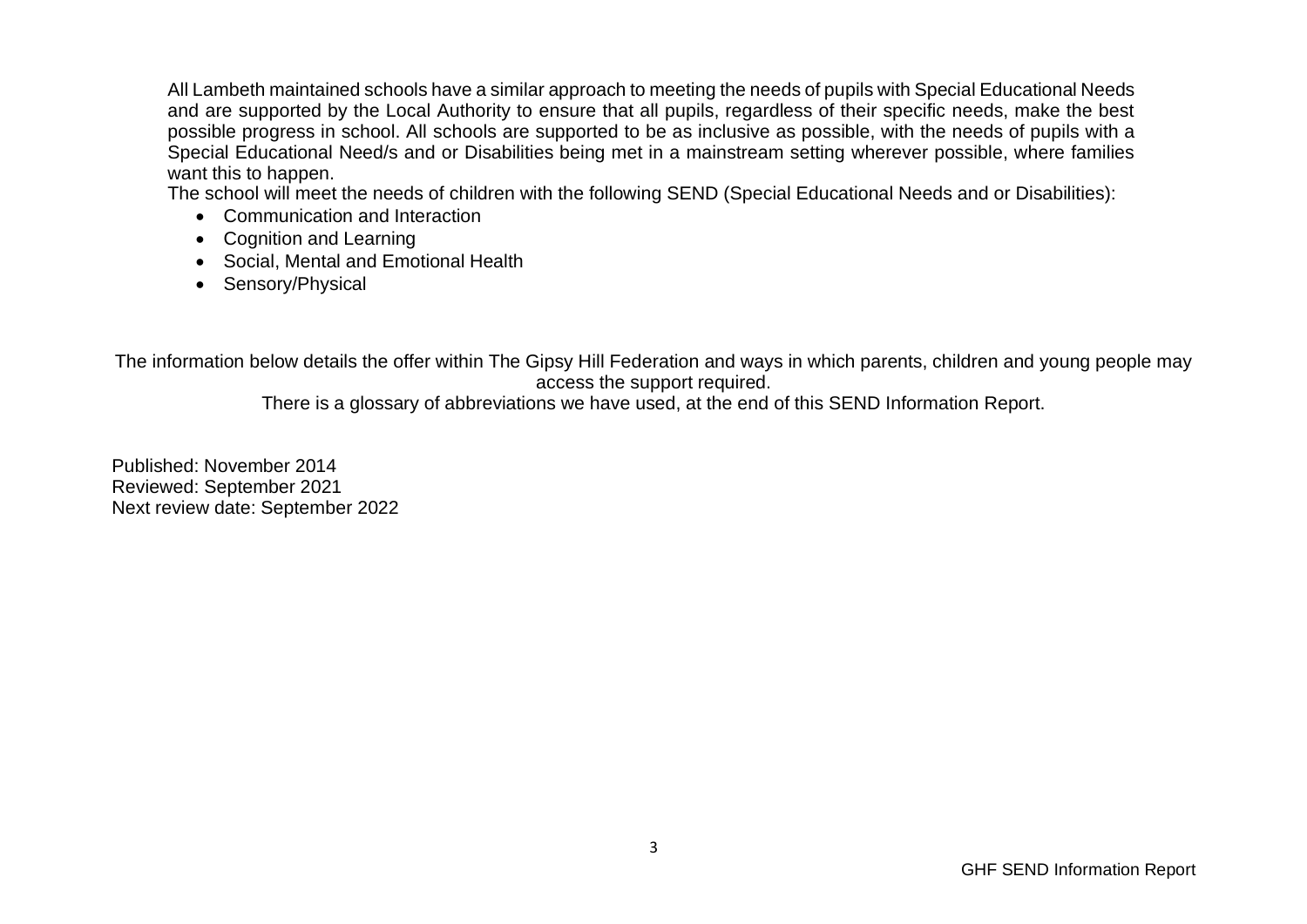All Lambeth maintained schools have a similar approach to meeting the needs of pupils with Special Educational Needs and are supported by the Local Authority to ensure that all pupils, regardless of their specific needs, make the best possible progress in school. All schools are supported to be as inclusive as possible, with the needs of pupils with a Special Educational Need/s and or Disabilities being met in a mainstream setting wherever possible, where families want this to happen.

The school will meet the needs of children with the following SEND (Special Educational Needs and or Disabilities):

- Communication and Interaction
- Cognition and Learning
- Social, Mental and Emotional Health
- Sensory/Physical

The information below details the offer within The Gipsy Hill Federation and ways in which parents, children and young people may access the support required.

There is a glossary of abbreviations we have used, at the end of this SEND Information Report.

Published: November 2014
Reviewed: September 2021
Next review date: September 2022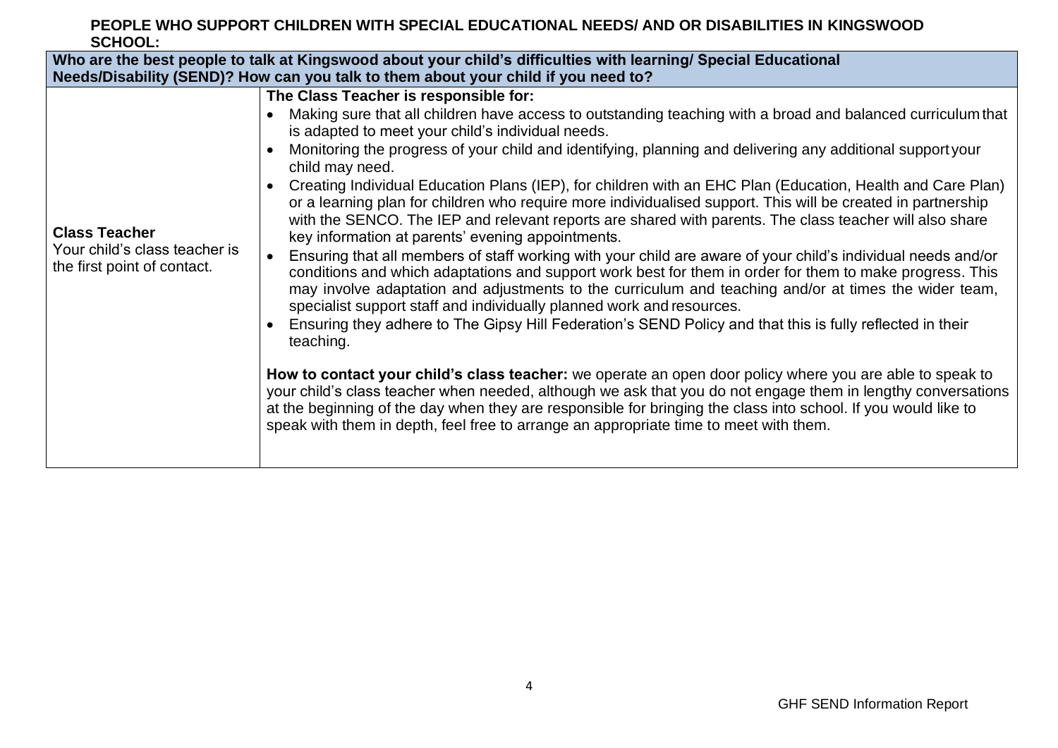**PEOPLE WHO SUPPORT CHILDREN WITH SPECIAL EDUCATIONAL NEEDS/ AND OR DISABILITIES IN KINGSWOOD SCHOOL:**

| **Who are the best people to talk at Kingswood about your child's difficulties with learning/ Special Educational Needs/Disability (SEND)? How can you talk to them about your child if you need to?** | |
|---|---|
| **Class Teacher**<br>Your child's class teacher is the first point of contact. | **The Class Teacher is responsible for:**<br>• Making sure that all children have access to outstanding teaching with a broad and balanced curriculum that is adapted to meet your child's individual needs.<br>• Monitoring the progress of your child and identifying, planning and delivering any additional support your child may need.<br>• Creating Individual Education Plans (IEP), for children with an EHC Plan (Education, Health and Care Plan) or a learning plan for children who require more individualised support. This will be created in partnership with the SENCO. The IEP and relevant reports are shared with parents. The class teacher will also share key information at parents' evening appointments.<br>• Ensuring that all members of staff working with your child are aware of your child's individual needs and/or conditions and which adaptations and support work best for them in order for them to make progress. This may involve adaptation and adjustments to the curriculum and teaching and/or at times the wider team, specialist support staff and individually planned work and resources.<br>• Ensuring they adhere to The Gipsy Hill Federation's SEND Policy and that this is fully reflected in their teaching.<br><br>**How to contact your child's class teacher:** we operate an open door policy where you are able to speak to your child's class teacher when needed, although we ask that you do not engage them in lengthy conversations at the beginning of the day when they are responsible for bringing the class into school. If you would like to speak with them in depth, feel free to arrange an appropriate time to meet with them. |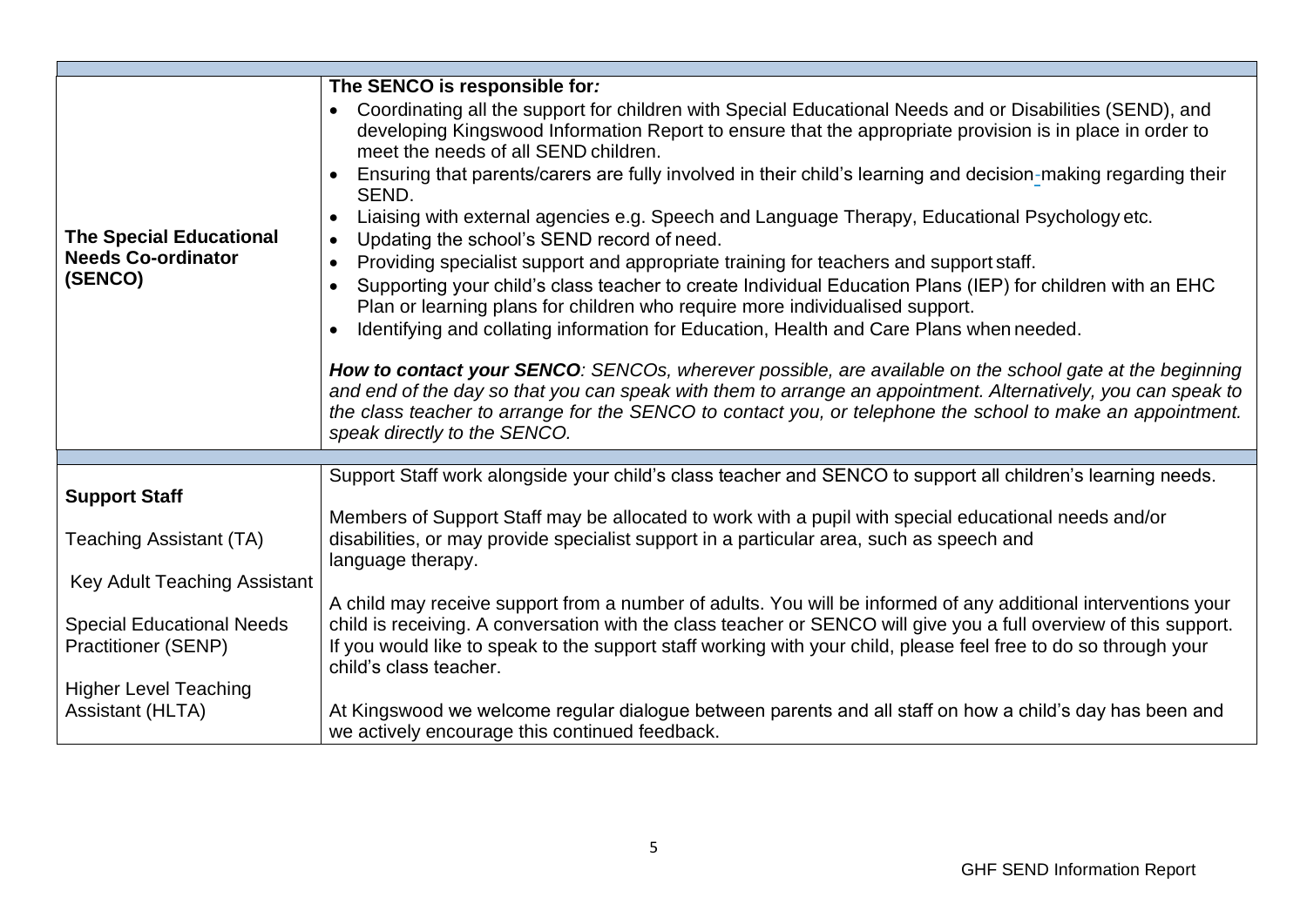| | |
|---|---|
| **The Special Educational Needs Co-ordinator (SENCO)** | **The SENCO is responsible for*:*** <br>• Coordinating all the support for children with Special Educational Needs and or Disabilities (SEND), and developing Kingswood Information Report to ensure that the appropriate provision is in place in order to meet the needs of all SEND children.<br>• Ensuring that parents/carers are fully involved in their child's learning and decision-making regarding their SEND.<br>• Liaising with external agencies e.g. Speech and Language Therapy, Educational Psychology etc.<br>• Updating the school's SEND record of need.<br>• Providing specialist support and appropriate training for teachers and support staff.<br>• Supporting your child's class teacher to create Individual Education Plans (IEP) for children with an EHC Plan or learning plans for children who require more individualised support.<br>• Identifying and collating information for Education, Health and Care Plans when needed.<br><br>***How to contact your SENCO**: SENCOs, wherever possible, are available on the school gate at the beginning and end of the day so that you can speak with them to arrange an appointment. Alternatively, you can speak to the class teacher to arrange for the SENCO to contact you, or telephone the school to make an appointment. speak directly to the SENCO.* |
| **Support Staff**<br><br>Teaching Assistant (TA)<br><br>Key Adult Teaching Assistant<br><br>Special Educational Needs Practitioner (SENP)<br><br>Higher Level Teaching Assistant (HLTA) | Support Staff work alongside your child's class teacher and SENCO to support all children's learning needs.<br><br>Members of Support Staff may be allocated to work with a pupil with special educational needs and/or disabilities, or may provide specialist support in a particular area, such as speech and language therapy.<br><br>A child may receive support from a number of adults. You will be informed of any additional interventions your child is receiving. A conversation with the class teacher or SENCO will give you a full overview of this support. If you would like to speak to the support staff working with your child, please feel free to do so through your child's class teacher.<br><br>At Kingswood we welcome regular dialogue between parents and all staff on how a child's day has been and we actively encourage this continued feedback. |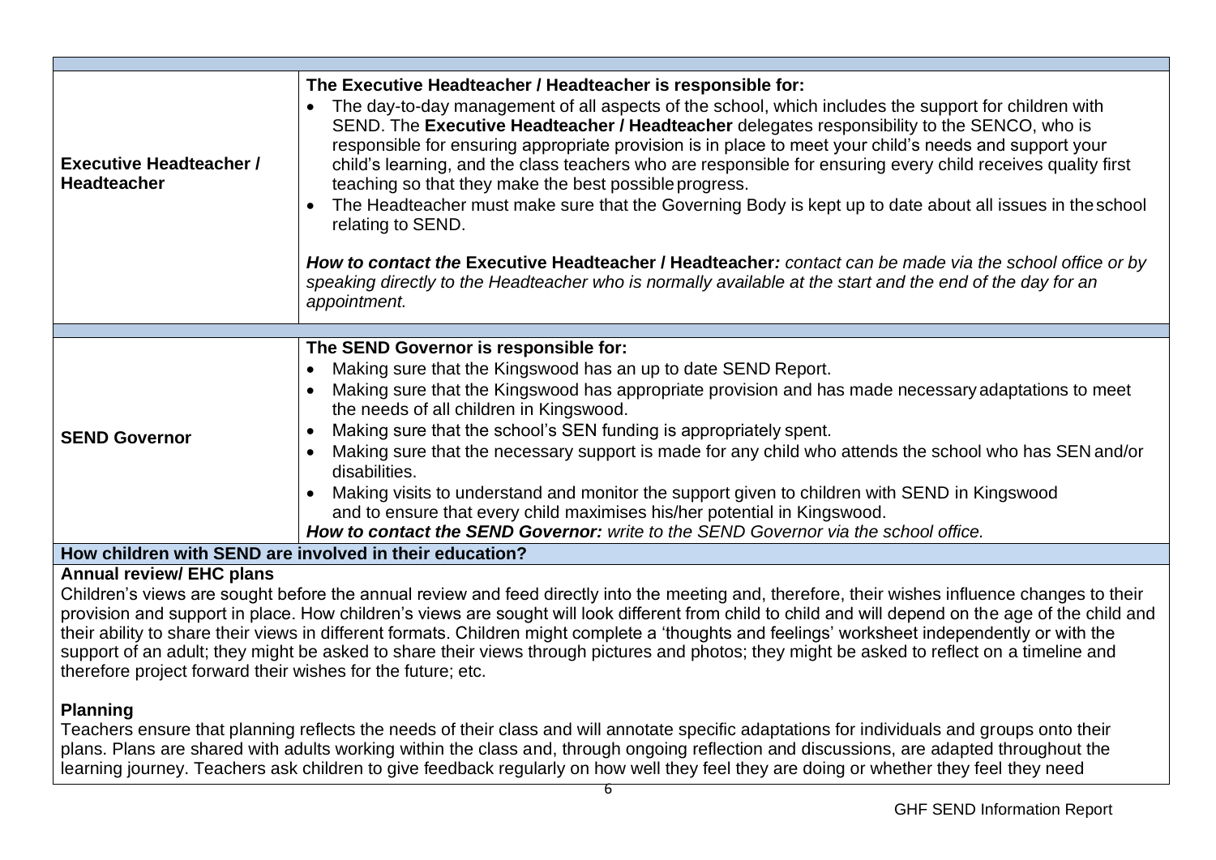| | |
|---|---|
| **Executive Headteacher / Headteacher** | **The Executive Headteacher / Headteacher is responsible for:**<br>• The day-to-day management of all aspects of the school, which includes the support for children with SEND. The **Executive Headteacher / Headteacher** delegates responsibility to the SENCO, who is responsible for ensuring appropriate provision is in place to meet your child's needs and support your child's learning, and the class teachers who are responsible for ensuring every child receives quality first teaching so that they make the best possible progress.<br>• The Headteacher must make sure that the Governing Body is kept up to date about all issues in the school relating to SEND.<br><br>***How to contact the* Executive Headteacher / Headteacher*:*** *contact can be made via the school office or by speaking directly to the Headteacher who is normally available at the start and the end of the day for an appointment.* |
| **SEND Governor** | **The SEND Governor is responsible for:**<br>• Making sure that the Kingswood has an up to date SEND Report.<br>• Making sure that the Kingswood has appropriate provision and has made necessary adaptations to meet the needs of all children in Kingswood.<br>• Making sure that the school's SEN funding is appropriately spent.<br>• Making sure that the necessary support is made for any child who attends the school who has SEN and/or disabilities.<br>• Making visits to understand and monitor the support given to children with SEND in Kingswood and to ensure that every child maximises his/her potential in Kingswood.<br>***How to contact the SEND Governor:*** *write to the SEND Governor via the school office.* |

**How children with SEND are involved in their education?**

**Annual review/ EHC plans**

Children's views are sought before the annual review and feed directly into the meeting and, therefore, their wishes influence changes to their provision and support in place. How children's views are sought will look different from child to child and will depend on the age of the child and their ability to share their views in different formats. Children might complete a 'thoughts and feelings' worksheet independently or with the support of an adult; they might be asked to share their views through pictures and photos; they might be asked to reflect on a timeline and therefore project forward their wishes for the future; etc.

**Planning**

Teachers ensure that planning reflects the needs of their class and will annotate specific adaptations for individuals and groups onto their plans. Plans are shared with adults working within the class and, through ongoing reflection and discussions, are adapted throughout the learning journey. Teachers ask children to give feedback regularly on how well they feel they are doing or whether they feel they need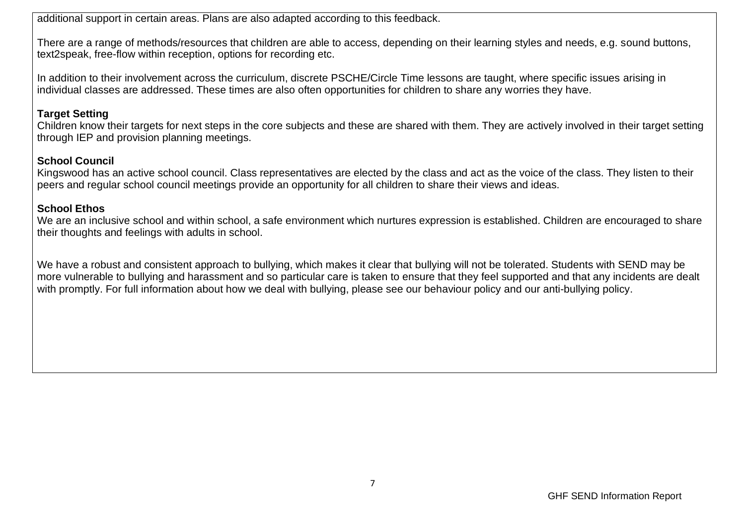additional support in certain areas. Plans are also adapted according to this feedback.

There are a range of methods/resources that children are able to access, depending on their learning styles and needs, e.g. sound buttons, text2speak, free-flow within reception, options for recording etc.

In addition to their involvement across the curriculum, discrete PSCHE/Circle Time lessons are taught, where specific issues arising in individual classes are addressed. These times are also often opportunities for children to share any worries they have.

**Target Setting**
Children know their targets for next steps in the core subjects and these are shared with them. They are actively involved in their target setting through IEP and provision planning meetings.

**School Council**
Kingswood has an active school council. Class representatives are elected by the class and act as the voice of the class. They listen to their peers and regular school council meetings provide an opportunity for all children to share their views and ideas.

**School Ethos**
We are an inclusive school and within school, a safe environment which nurtures expression is established. Children are encouraged to share their thoughts and feelings with adults in school.

We have a robust and consistent approach to bullying, which makes it clear that bullying will not be tolerated. Students with SEND may be more vulnerable to bullying and harassment and so particular care is taken to ensure that they feel supported and that any incidents are dealt with promptly. For full information about how we deal with bullying, please see our behaviour policy and our anti-bullying policy.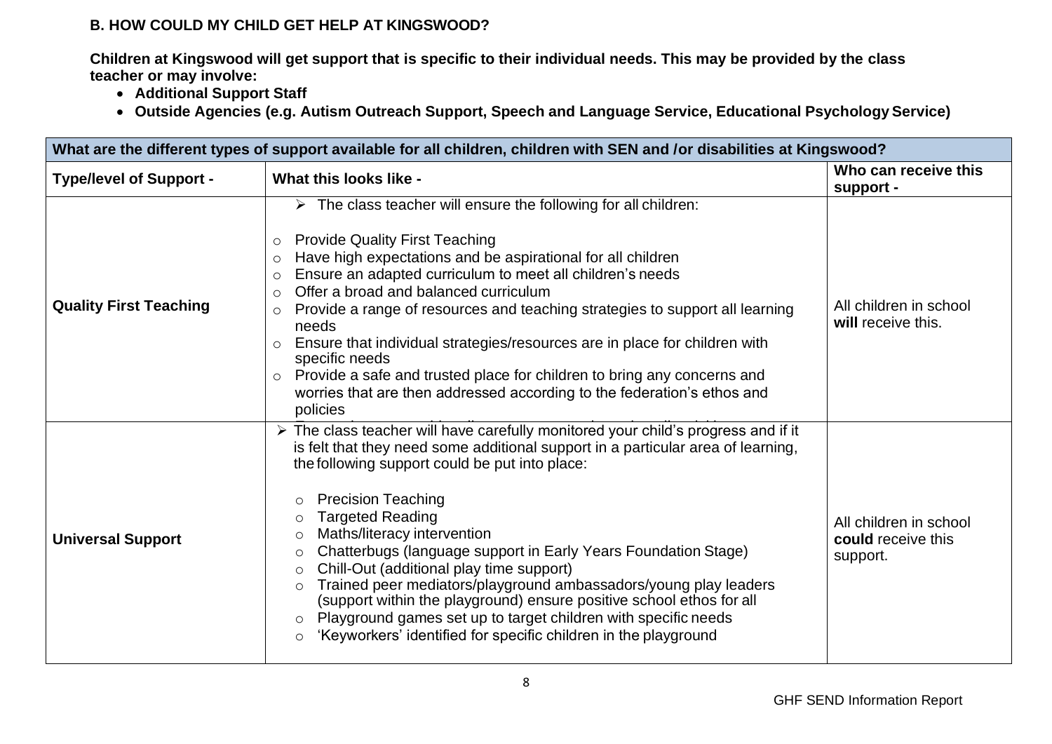**B. HOW COULD MY CHILD GET HELP AT KINGSWOOD?**

**Children at Kingswood will get support that is specific to their individual needs. This may be provided by the class teacher or may involve:**

- **Additional Support Staff**
- **Outside Agencies (e.g. Autism Outreach Support, Speech and Language Service, Educational Psychology Service)**

| What are the different types of support available for all children, children with SEN and /or disabilities at Kingswood? | | |
|---|---|---|
| **Type/level of Support -** | **What this looks like -** | **Who can receive this support -** |
| **Quality First Teaching** | ➢ The class teacher will ensure the following for all children:<br><br>○ Provide Quality First Teaching<br>○ Have high expectations and be aspirational for all children<br>○ Ensure an adapted curriculum to meet all children's needs<br>○ Offer a broad and balanced curriculum<br>○ Provide a range of resources and teaching strategies to support all learning needs<br>○ Ensure that individual strategies/resources are in place for children with specific needs<br>○ Provide a safe and trusted place for children to bring any concerns and worries that are then addressed according to the federation's ethos and policies | All children in school **will** receive this. |
| **Universal Support** | ➢ The class teacher will have carefully monitored your child's progress and if it is felt that they need some additional support in a particular area of learning, the following support could be put into place:<br><br>○ Precision Teaching<br>○ Targeted Reading<br>○ Maths/literacy intervention<br>○ Chatterbugs (language support in Early Years Foundation Stage)<br>○ Chill-Out (additional play time support)<br>○ Trained peer mediators/playground ambassadors/young play leaders (support within the playground) ensure positive school ethos for all<br>○ Playground games set up to target children with specific needs<br>○ 'Keyworkers' identified for specific children in the playground | All children in school **could** receive this support. |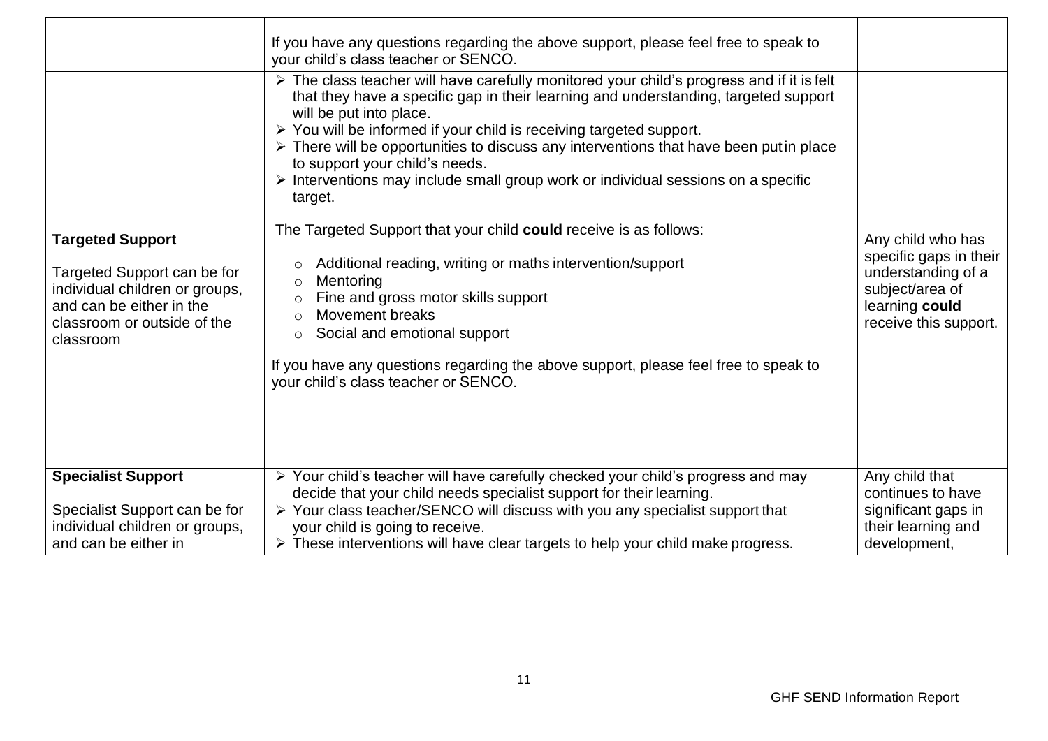| | | |
|---|---|---|
| | If you have any questions regarding the above support, please feel free to speak to your child's class teacher or SENCO. | |
| **Targeted Support**<br><br>Targeted Support can be for individual children or groups, and can be either in the classroom or outside of the classroom | ➢ The class teacher will have carefully monitored your child's progress and if it is felt that they have a specific gap in their learning and understanding, targeted support will be put into place.<br>➢ You will be informed if your child is receiving targeted support.<br>➢ There will be opportunities to discuss any interventions that have been put in place to support your child's needs.<br>➢ Interventions may include small group work or individual sessions on a specific target.<br><br>The Targeted Support that your child **could** receive is as follows:<br><br>○ Additional reading, writing or maths intervention/support<br>○ Mentoring<br>○ Fine and gross motor skills support<br>○ Movement breaks<br>○ Social and emotional support<br><br>If you have any questions regarding the above support, please feel free to speak to your child's class teacher or SENCO. | Any child who has specific gaps in their understanding of a subject/area of learning **could** receive this support. |
| **Specialist Support**<br><br>Specialist Support can be for individual children or groups, and can be either in | ➢ Your child's teacher will have carefully checked your child's progress and may decide that your child needs specialist support for their learning.<br>➢ Your class teacher/SENCO will discuss with you any specialist support that your child is going to receive.<br>➢ These interventions will have clear targets to help your child make progress. | Any child that continues to have significant gaps in their learning and development, |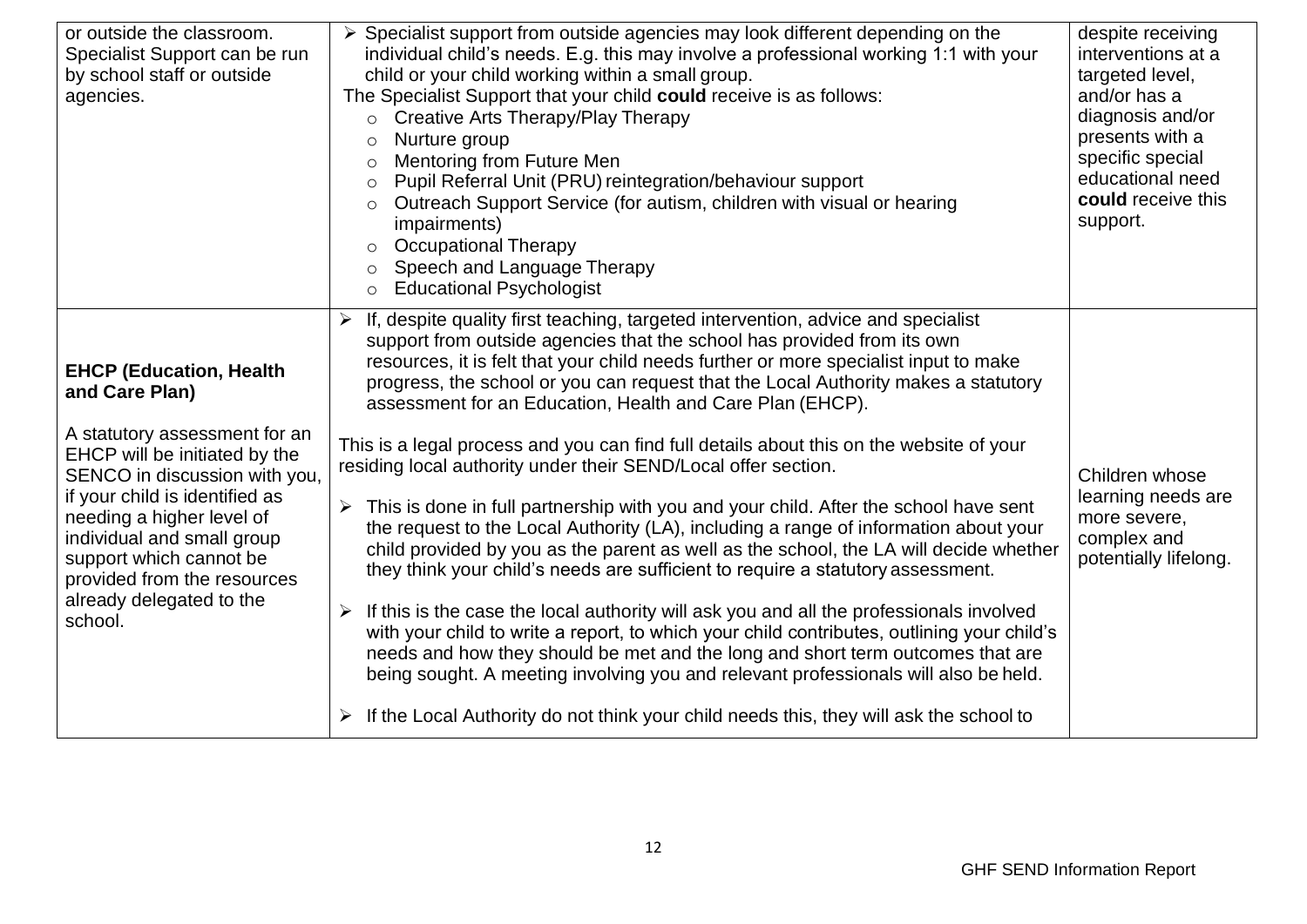| | | |
|---|---|---|
| or outside the classroom. Specialist Support can be run by school staff or outside agencies. | ➢ Specialist support from outside agencies may look different depending on the individual child's needs. E.g. this may involve a professional working 1:1 with your child or your child working within a small group.<br>The Specialist Support that your child **could** receive is as follows:<br>○ Creative Arts Therapy/Play Therapy<br>○ Nurture group<br>○ Mentoring from Future Men<br>○ Pupil Referral Unit (PRU) reintegration/behaviour support<br>○ Outreach Support Service (for autism, children with visual or hearing impairments)<br>○ Occupational Therapy<br>○ Speech and Language Therapy<br>○ Educational Psychologist | despite receiving interventions at a targeted level, and/or has a diagnosis and/or presents with a specific special educational need **could** receive this support. |
| **EHCP (Education, Health and Care Plan)**<br><br>A statutory assessment for an EHCP will be initiated by the SENCO in discussion with you, if your child is identified as needing a higher level of individual and small group support which cannot be provided from the resources already delegated to the school. | ➢ If, despite quality first teaching, targeted intervention, advice and specialist support from outside agencies that the school has provided from its own resources, it is felt that your child needs further or more specialist input to make progress, the school or you can request that the Local Authority makes a statutory assessment for an Education, Health and Care Plan (EHCP).<br><br>This is a legal process and you can find full details about this on the website of your residing local authority under their SEND/Local offer section.<br><br>➢ This is done in full partnership with you and your child. After the school have sent the request to the Local Authority (LA), including a range of information about your child provided by you as the parent as well as the school, the LA will decide whether they think your child's needs are sufficient to require a statutory assessment.<br><br>➢ If this is the case the local authority will ask you and all the professionals involved with your child to write a report, to which your child contributes, outlining your child's needs and how they should be met and the long and short term outcomes that are being sought. A meeting involving you and relevant professionals will also be held.<br><br>➢ If the Local Authority do not think your child needs this, they will ask the school to | Children whose learning needs are more severe, complex and potentially lifelong. |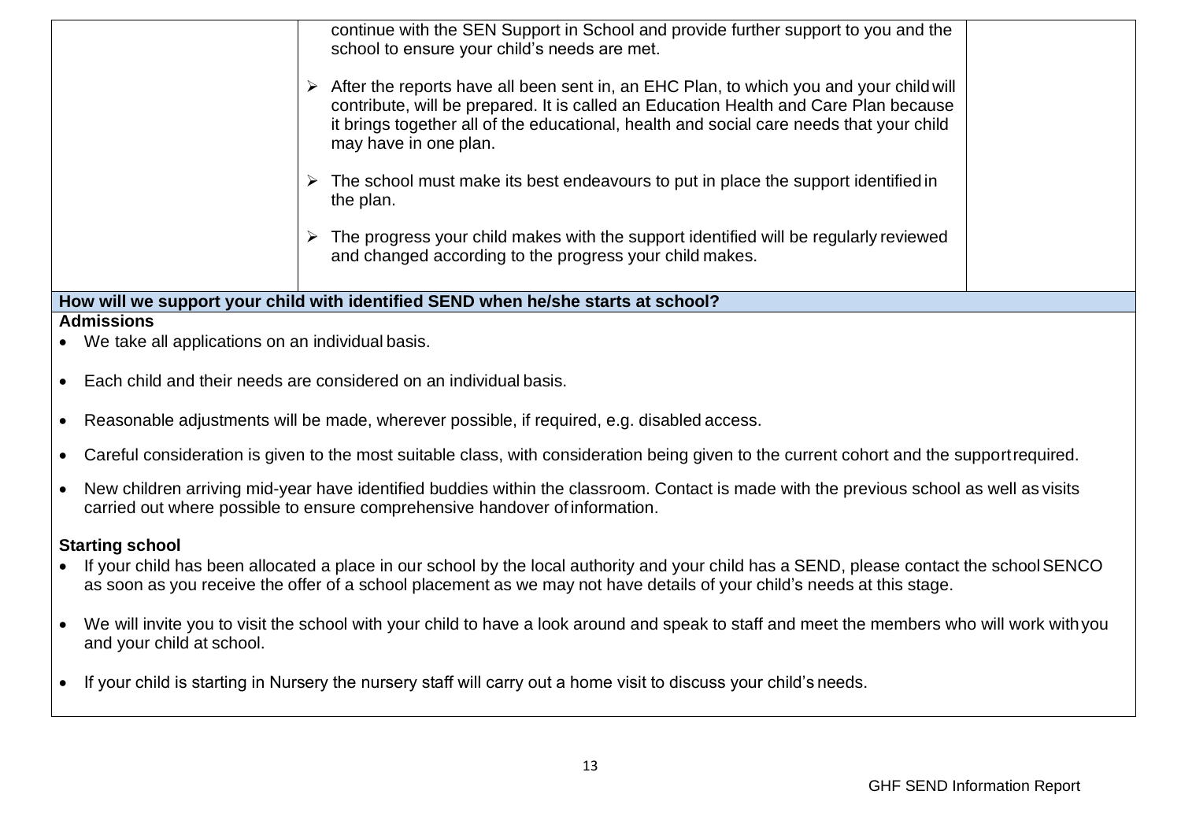| | | |
|---|---|---|
| | continue with the SEN Support in School and provide further support to you and the school to ensure your child's needs are met.<br><br>➢ After the reports have all been sent in, an EHC Plan, to which you and your child will contribute, will be prepared. It is called an Education Health and Care Plan because it brings together all of the educational, health and social care needs that your child may have in one plan.<br><br>➢ The school must make its best endeavours to put in place the support identified in the plan.<br><br>➢ The progress your child makes with the support identified will be regularly reviewed and changed according to the progress your child makes. | |

**How will we support your child with identified SEND when he/she starts at school?**

**Admissions**

- We take all applications on an individual basis.
- Each child and their needs are considered on an individual basis.
- Reasonable adjustments will be made, wherever possible, if required, e.g. disabled access.
- Careful consideration is given to the most suitable class, with consideration being given to the current cohort and the support required.
- New children arriving mid-year have identified buddies within the classroom. Contact is made with the previous school as well as visits carried out where possible to ensure comprehensive handover of information.

**Starting school**

- If your child has been allocated a place in our school by the local authority and your child has a SEND, please contact the school SENCO as soon as you receive the offer of a school placement as we may not have details of your child's needs at this stage.
- We will invite you to visit the school with your child to have a look around and speak to staff and meet the members who will work with you and your child at school.
- If your child is starting in Nursery the nursery staff will carry out a home visit to discuss your child's needs.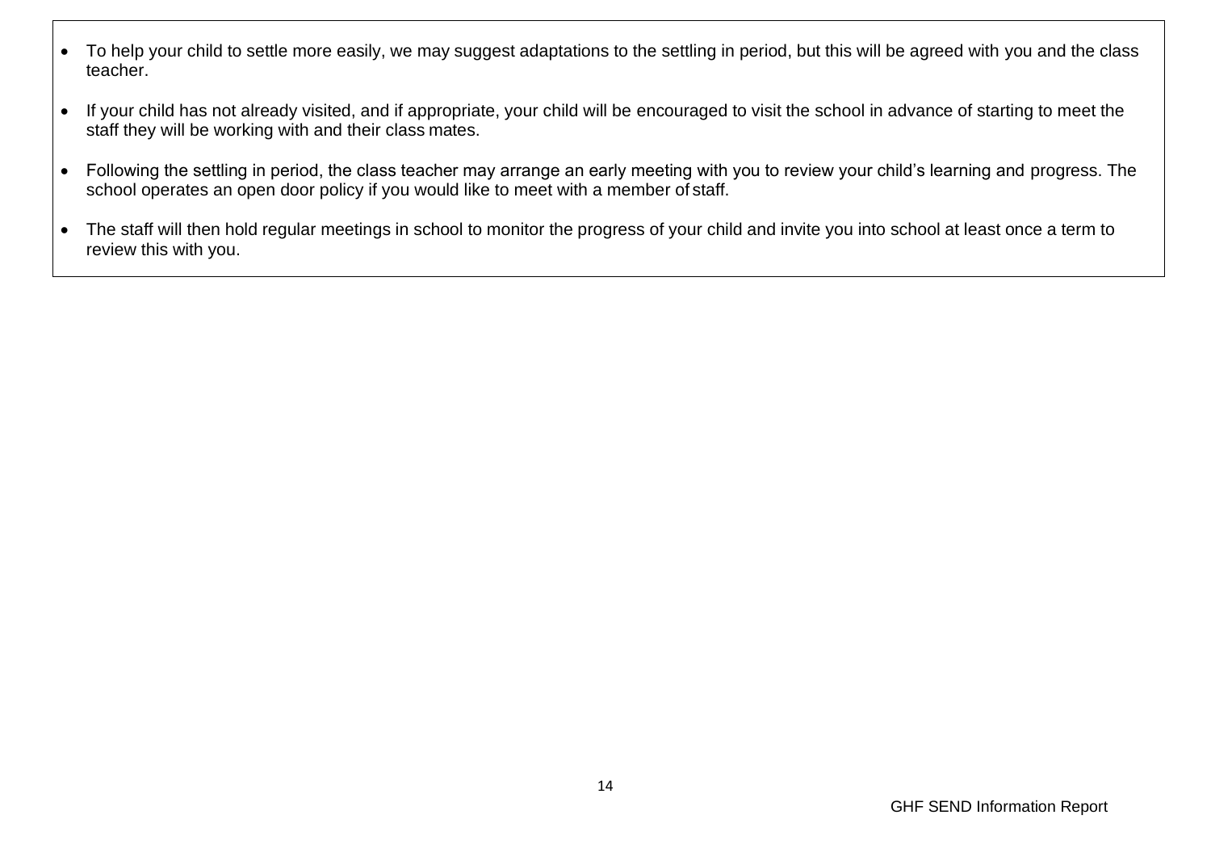- To help your child to settle more easily, we may suggest adaptations to the settling in period, but this will be agreed with you and the class teacher.

- If your child has not already visited, and if appropriate, your child will be encouraged to visit the school in advance of starting to meet the staff they will be working with and their class mates.

- Following the settling in period, the class teacher may arrange an early meeting with you to review your child's learning and progress. The school operates an open door policy if you would like to meet with a member of staff.

- The staff will then hold regular meetings in school to monitor the progress of your child and invite you into school at least once a term to review this with you.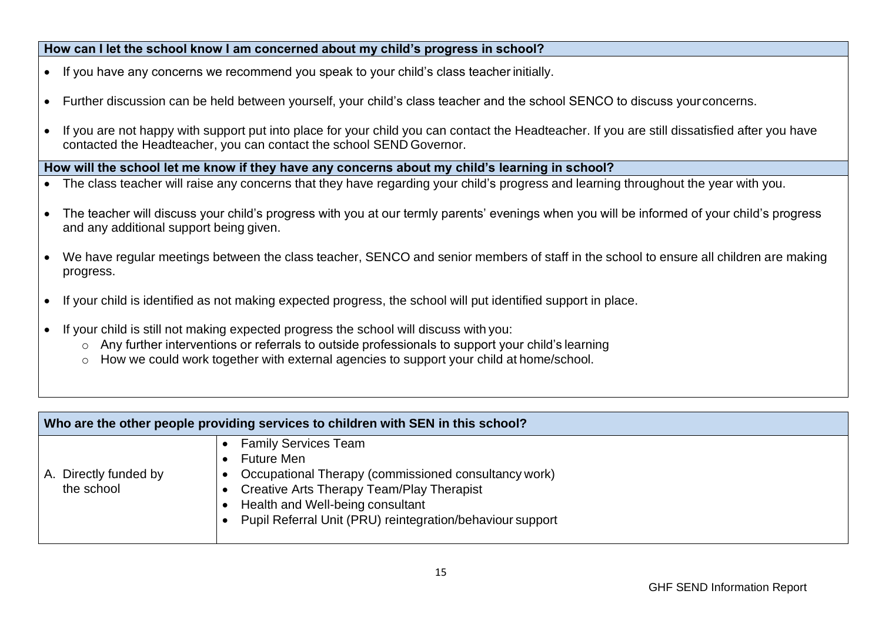**How can I let the school know I am concerned about my child's progress in school?**

- If you have any concerns we recommend you speak to your child's class teacher initially.
- Further discussion can be held between yourself, your child's class teacher and the school SENCO to discuss your concerns.
- If you are not happy with support put into place for your child you can contact the Headteacher. If you are still dissatisfied after you have contacted the Headteacher, you can contact the school SEND Governor.

**How will the school let me know if they have any concerns about my child's learning in school?**

- The class teacher will raise any concerns that they have regarding your child's progress and learning throughout the year with you.
- The teacher will discuss your child's progress with you at our termly parents' evenings when you will be informed of your child's progress and any additional support being given.
- We have regular meetings between the class teacher, SENCO and senior members of staff in the school to ensure all children are making progress.
- If your child is identified as not making expected progress, the school will put identified support in place.
- If your child is still not making expected progress the school will discuss with you:
  - Any further interventions or referrals to outside professionals to support your child's learning
  - How we could work together with external agencies to support your child at home/school.

| Who are the other people providing services to children with SEN in this school? | |
|---|---|
| A. Directly funded by the school | • Family Services Team<br>• Future Men<br>• Occupational Therapy (commissioned consultancy work)<br>• Creative Arts Therapy Team/Play Therapist<br>• Health and Well-being consultant<br>• Pupil Referral Unit (PRU) reintegration/behaviour support |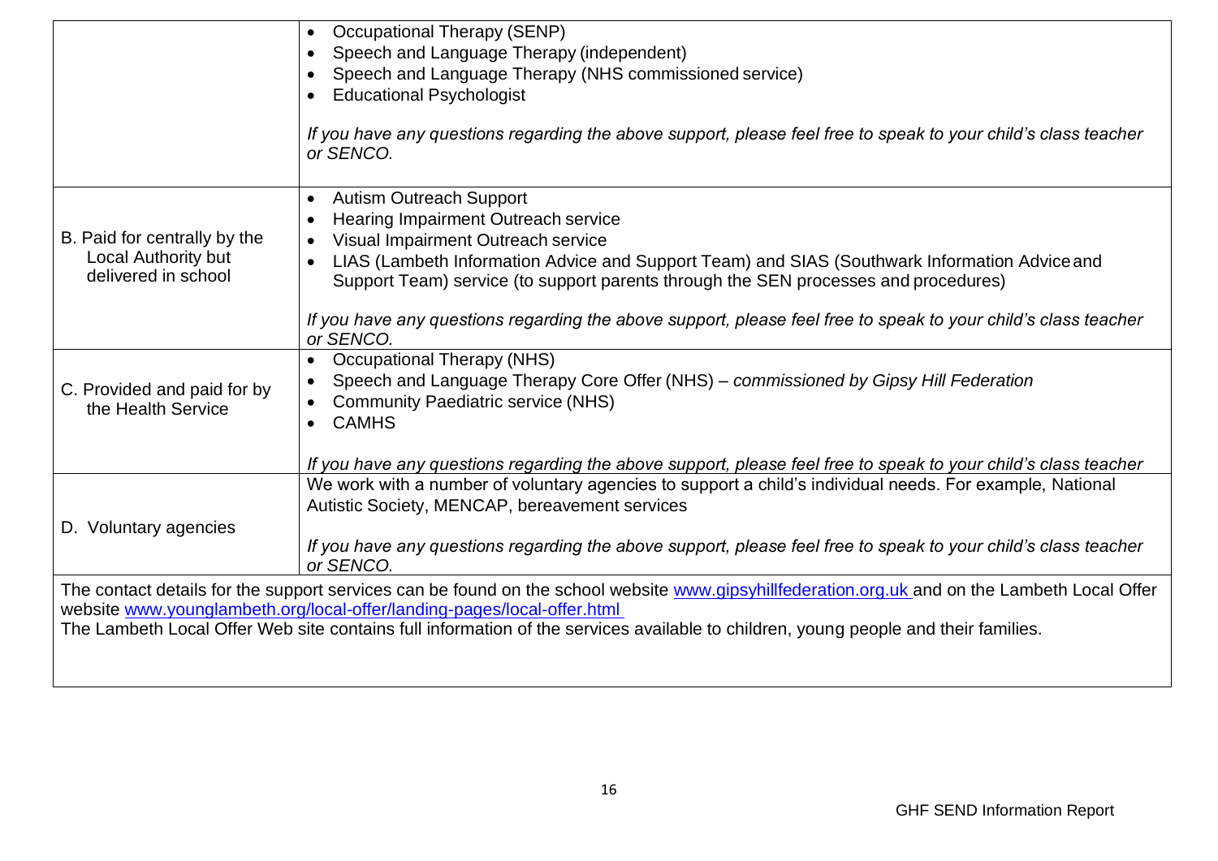| | |
|---|---|
| | • Occupational Therapy (SENP)<br>• Speech and Language Therapy (independent)<br>• Speech and Language Therapy (NHS commissioned service)<br>• Educational Psychologist<br><br>*If you have any questions regarding the above support, please feel free to speak to your child's class teacher or SENCO.* |
| B. Paid for centrally by the Local Authority but delivered in school | • Autism Outreach Support<br>• Hearing Impairment Outreach service<br>• Visual Impairment Outreach service<br>• LIAS (Lambeth Information Advice and Support Team) and SIAS (Southwark Information Advice and Support Team) service (to support parents through the SEN processes and procedures)<br><br>*If you have any questions regarding the above support, please feel free to speak to your child's class teacher or SENCO.* |
| C. Provided and paid for by the Health Service | • Occupational Therapy (NHS)<br>• Speech and Language Therapy Core Offer (NHS) – *commissioned by Gipsy Hill Federation*<br>• Community Paediatric service (NHS)<br>• CAMHS<br><br>*If you have any questions regarding the above support, please feel free to speak to your child's class teacher* |
| D. Voluntary agencies | We work with a number of voluntary agencies to support a child's individual needs. For example, National Autistic Society, MENCAP, bereavement services<br><br>*If you have any questions regarding the above support, please feel free to speak to your child's class teacher or SENCO.* |
| The contact details for the support services can be found on the school website [www.gipsyhillfederation.org.uk](http://www.gipsyhillfederation.org.uk) and on the Lambeth Local Offer website [www.younglambeth.org/local-offer/landing-pages/local-offer.html](http://www.younglambeth.org/local-offer/landing-pages/local-offer.html)<br>The Lambeth Local Offer Web site contains full information of the services available to children, young people and their families. | |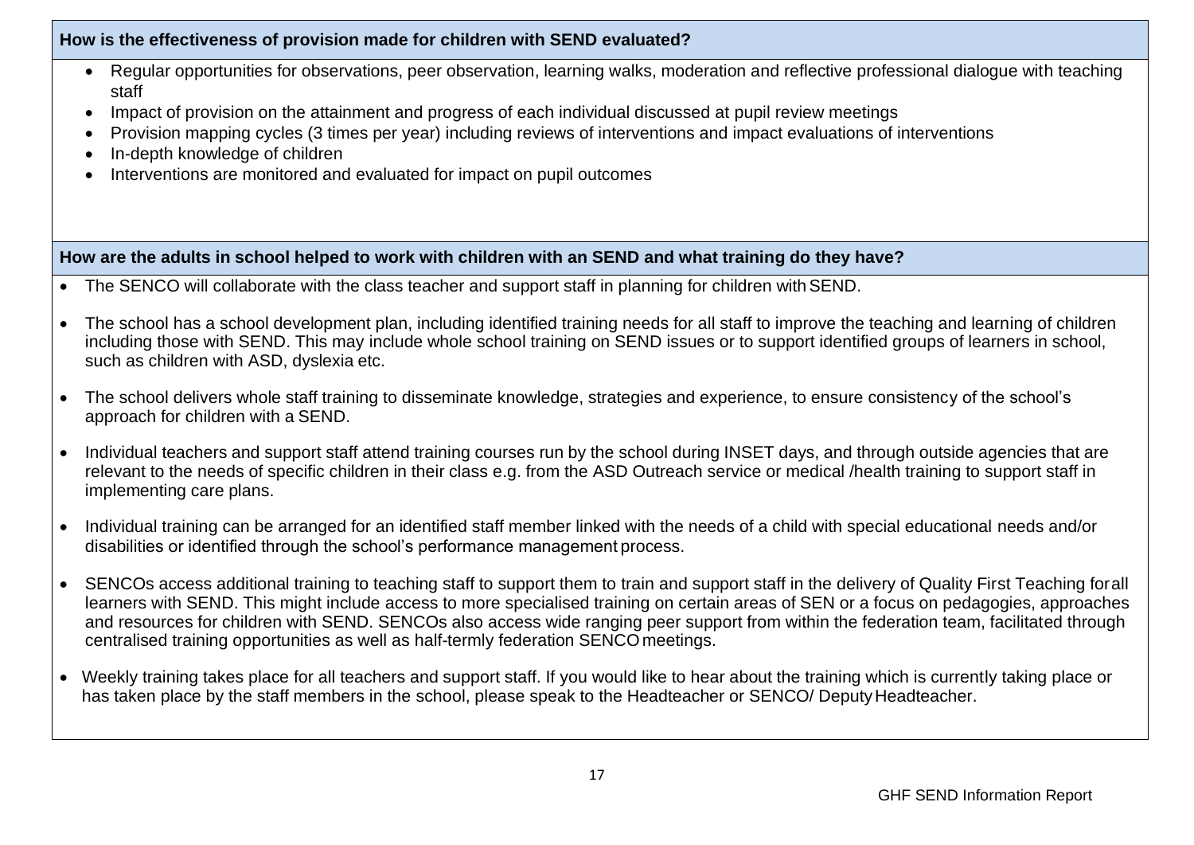**How is the effectiveness of provision made for children with SEND evaluated?**

- Regular opportunities for observations, peer observation, learning walks, moderation and reflective professional dialogue with teaching staff
- Impact of provision on the attainment and progress of each individual discussed at pupil review meetings
- Provision mapping cycles (3 times per year) including reviews of interventions and impact evaluations of interventions
- In-depth knowledge of children
- Interventions are monitored and evaluated for impact on pupil outcomes

**How are the adults in school helped to work with children with an SEND and what training do they have?**

- The SENCO will collaborate with the class teacher and support staff in planning for children with SEND.
- The school has a school development plan, including identified training needs for all staff to improve the teaching and learning of children including those with SEND. This may include whole school training on SEND issues or to support identified groups of learners in school, such as children with ASD, dyslexia etc.
- The school delivers whole staff training to disseminate knowledge, strategies and experience, to ensure consistency of the school's approach for children with a SEND.
- Individual teachers and support staff attend training courses run by the school during INSET days, and through outside agencies that are relevant to the needs of specific children in their class e.g. from the ASD Outreach service or medical /health training to support staff in implementing care plans.
- Individual training can be arranged for an identified staff member linked with the needs of a child with special educational needs and/or disabilities or identified through the school's performance management process.
- SENCOs access additional training to teaching staff to support them to train and support staff in the delivery of Quality First Teaching for all learners with SEND. This might include access to more specialised training on certain areas of SEN or a focus on pedagogies, approaches and resources for children with SEND. SENCOs also access wide ranging peer support from within the federation team, facilitated through centralised training opportunities as well as half-termly federation SENCO meetings.
- Weekly training takes place for all teachers and support staff. If you would like to hear about the training which is currently taking place or has taken place by the staff members in the school, please speak to the Headteacher or SENCO/ Deputy Headteacher.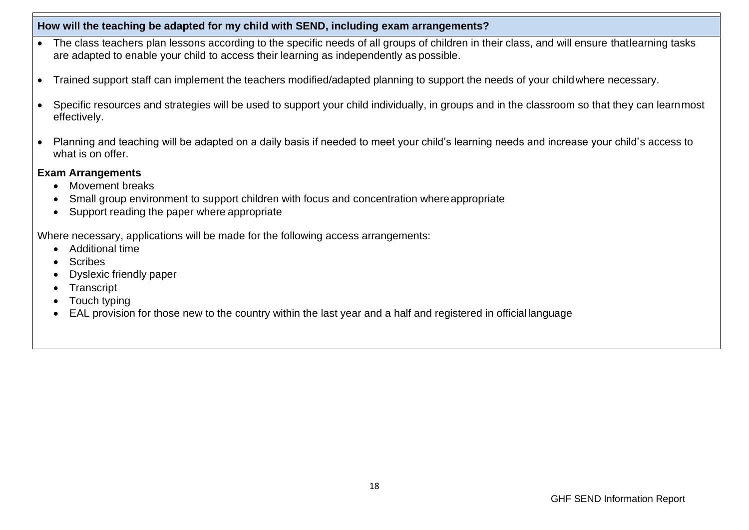**How will the teaching be adapted for my child with SEND, including exam arrangements?**

- The class teachers plan lessons according to the specific needs of all groups of children in their class, and will ensure that learning tasks are adapted to enable your child to access their learning as independently as possible.
- Trained support staff can implement the teachers modified/adapted planning to support the needs of your child where necessary.
- Specific resources and strategies will be used to support your child individually, in groups and in the classroom so that they can learn most effectively.
- Planning and teaching will be adapted on a daily basis if needed to meet your child's learning needs and increase your child's access to what is on offer.

**Exam Arrangements**

- Movement breaks
- Small group environment to support children with focus and concentration where appropriate
- Support reading the paper where appropriate

Where necessary, applications will be made for the following access arrangements:

- Additional time
- Scribes
- Dyslexic friendly paper
- Transcript
- Touch typing
- EAL provision for those new to the country within the last year and a half and registered in official language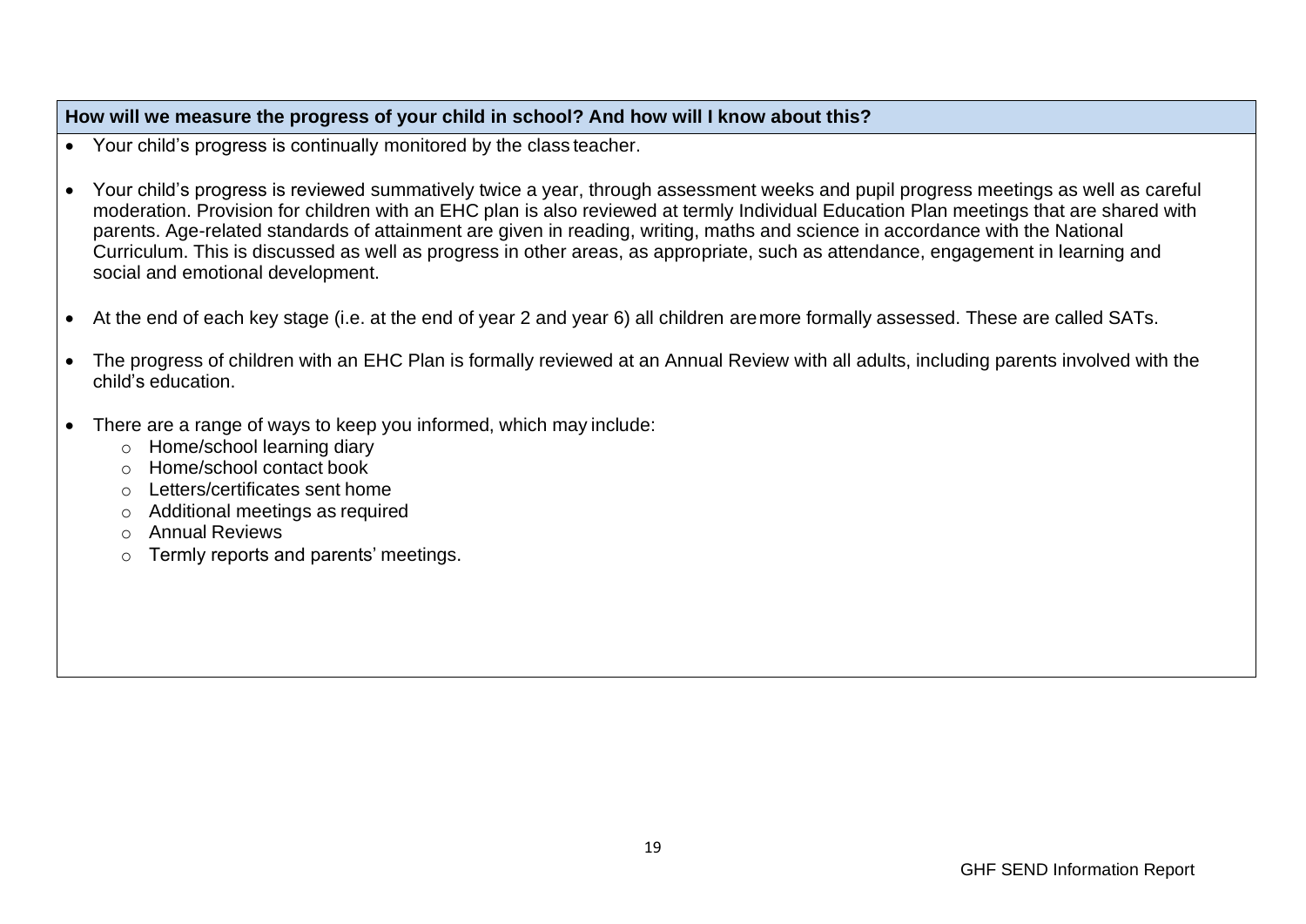**How will we measure the progress of your child in school? And how will I know about this?**

- Your child's progress is continually monitored by the class teacher.
- Your child's progress is reviewed summatively twice a year, through assessment weeks and pupil progress meetings as well as careful moderation. Provision for children with an EHC plan is also reviewed at termly Individual Education Plan meetings that are shared with parents. Age-related standards of attainment are given in reading, writing, maths and science in accordance with the National Curriculum. This is discussed as well as progress in other areas, as appropriate, such as attendance, engagement in learning and social and emotional development.
- At the end of each key stage (i.e. at the end of year 2 and year 6) all children are more formally assessed. These are called SATs.
- The progress of children with an EHC Plan is formally reviewed at an Annual Review with all adults, including parents involved with the child's education.
- There are a range of ways to keep you informed, which may include:
  - Home/school learning diary
  - Home/school contact book
  - Letters/certificates sent home
  - Additional meetings as required
  - Annual Reviews
  - Termly reports and parents' meetings.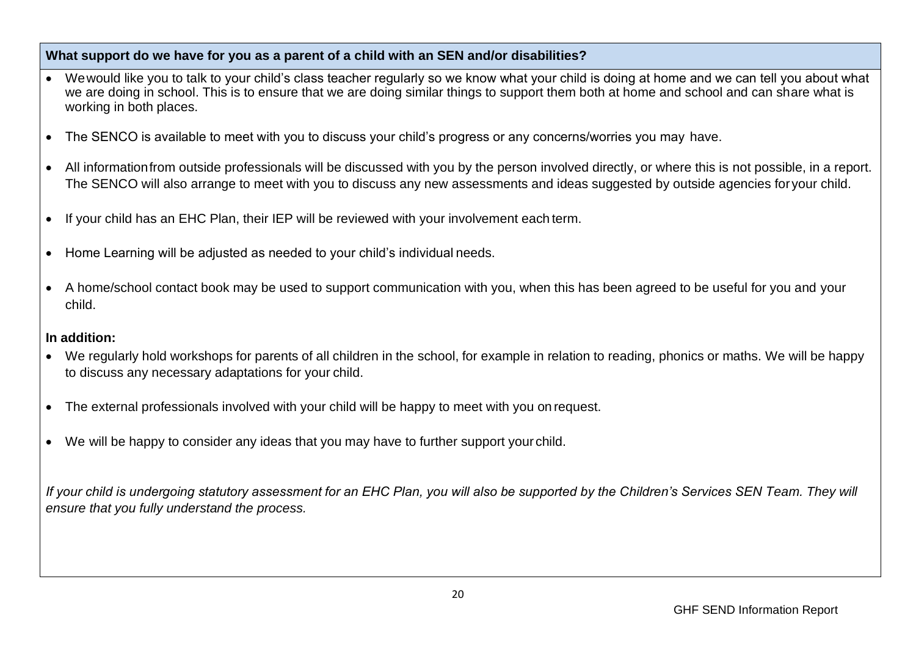**What support do we have for you as a parent of a child with an SEN and/or disabilities?**

- We would like you to talk to your child's class teacher regularly so we know what your child is doing at home and we can tell you about what we are doing in school. This is to ensure that we are doing similar things to support them both at home and school and can share what is working in both places.
- The SENCO is available to meet with you to discuss your child's progress or any concerns/worries you may have.
- All information from outside professionals will be discussed with you by the person involved directly, or where this is not possible, in a report. The SENCO will also arrange to meet with you to discuss any new assessments and ideas suggested by outside agencies for your child.
- If your child has an EHC Plan, their IEP will be reviewed with your involvement each term.
- Home Learning will be adjusted as needed to your child's individual needs.
- A home/school contact book may be used to support communication with you, when this has been agreed to be useful for you and your child.

**In addition:**

- We regularly hold workshops for parents of all children in the school, for example in relation to reading, phonics or maths. We will be happy to discuss any necessary adaptations for your child.
- The external professionals involved with your child will be happy to meet with you on request.
- We will be happy to consider any ideas that you may have to further support your child.

*If your child is undergoing statutory assessment for an EHC Plan, you will also be supported by the Children's Services SEN Team. They will ensure that you fully understand the process.*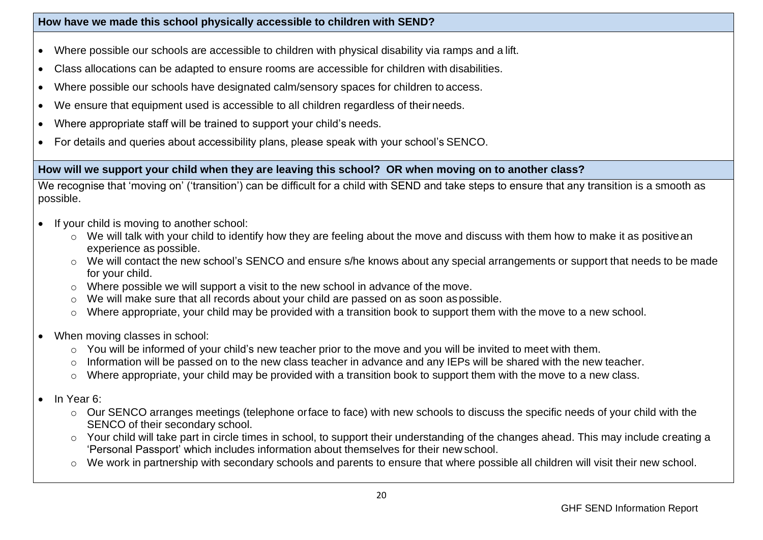### How have we made this school physically accessible to children with SEND?

- Where possible our schools are accessible to children with physical disability via ramps and a lift.
- Class allocations can be adapted to ensure rooms are accessible for children with disabilities.
- Where possible our schools have designated calm/sensory spaces for children to access.
- We ensure that equipment used is accessible to all children regardless of their needs.
- Where appropriate staff will be trained to support your child's needs.
- For details and queries about accessibility plans, please speak with your school's SENCO.

### How will we support your child when they are leaving this school? OR when moving on to another class?

We recognise that 'moving on' ('transition') can be difficult for a child with SEND and take steps to ensure that any transition is a smooth as possible.

- If your child is moving to another school:
  - We will talk with your child to identify how they are feeling about the move and discuss with them how to make it as positive an experience as possible.
  - We will contact the new school's SENCO and ensure s/he knows about any special arrangements or support that needs to be made for your child.
  - Where possible we will support a visit to the new school in advance of the move.
  - We will make sure that all records about your child are passed on as soon as possible.
  - Where appropriate, your child may be provided with a transition book to support them with the move to a new school.
- When moving classes in school:
  - You will be informed of your child's new teacher prior to the move and you will be invited to meet with them.
  - Information will be passed on to the new class teacher in advance and any IEPs will be shared with the new teacher.
  - Where appropriate, your child may be provided with a transition book to support them with the move to a new class.
- In Year 6:
  - Our SENCO arranges meetings (telephone or face to face) with new schools to discuss the specific needs of your child with the SENCO of their secondary school.
  - Your child will take part in circle times in school, to support their understanding of the changes ahead. This may include creating a 'Personal Passport' which includes information about themselves for their new school.
  - We work in partnership with secondary schools and parents to ensure that where possible all children will visit their new school.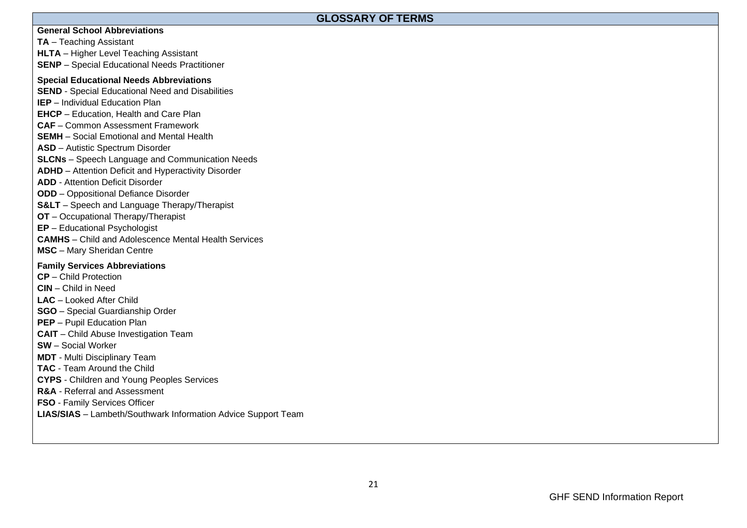## GLOSSARY OF TERMS

**General School Abbreviations**

**TA** – Teaching Assistant
**HLTA** – Higher Level Teaching Assistant
**SENP** – Special Educational Needs Practitioner

**Special Educational Needs Abbreviations**

**SEND** - Special Educational Need and Disabilities
**IEP** – Individual Education Plan
**EHCP** – Education, Health and Care Plan
**CAF** – Common Assessment Framework
**SEMH** – Social Emotional and Mental Health
**ASD** – Autistic Spectrum Disorder
**SLCNs** – Speech Language and Communication Needs
**ADHD** – Attention Deficit and Hyperactivity Disorder
**ADD** - Attention Deficit Disorder
**ODD** – Oppositional Defiance Disorder
**S&LT** – Speech and Language Therapy/Therapist
**OT** – Occupational Therapy/Therapist
**EP** – Educational Psychologist
**CAMHS** – Child and Adolescence Mental Health Services
**MSC** – Mary Sheridan Centre

**Family Services Abbreviations**

**CP** – Child Protection
**CIN** – Child in Need
**LAC** – Looked After Child
**SGO** – Special Guardianship Order
**PEP** – Pupil Education Plan
**CAIT** – Child Abuse Investigation Team
**SW** – Social Worker
**MDT** - Multi Disciplinary Team
**TAC** - Team Around the Child
**CYPS** - Children and Young Peoples Services
**R&A** - Referral and Assessment
**FSO** - Family Services Officer
**LIAS/SIAS** – Lambeth/Southwark Information Advice Support Team